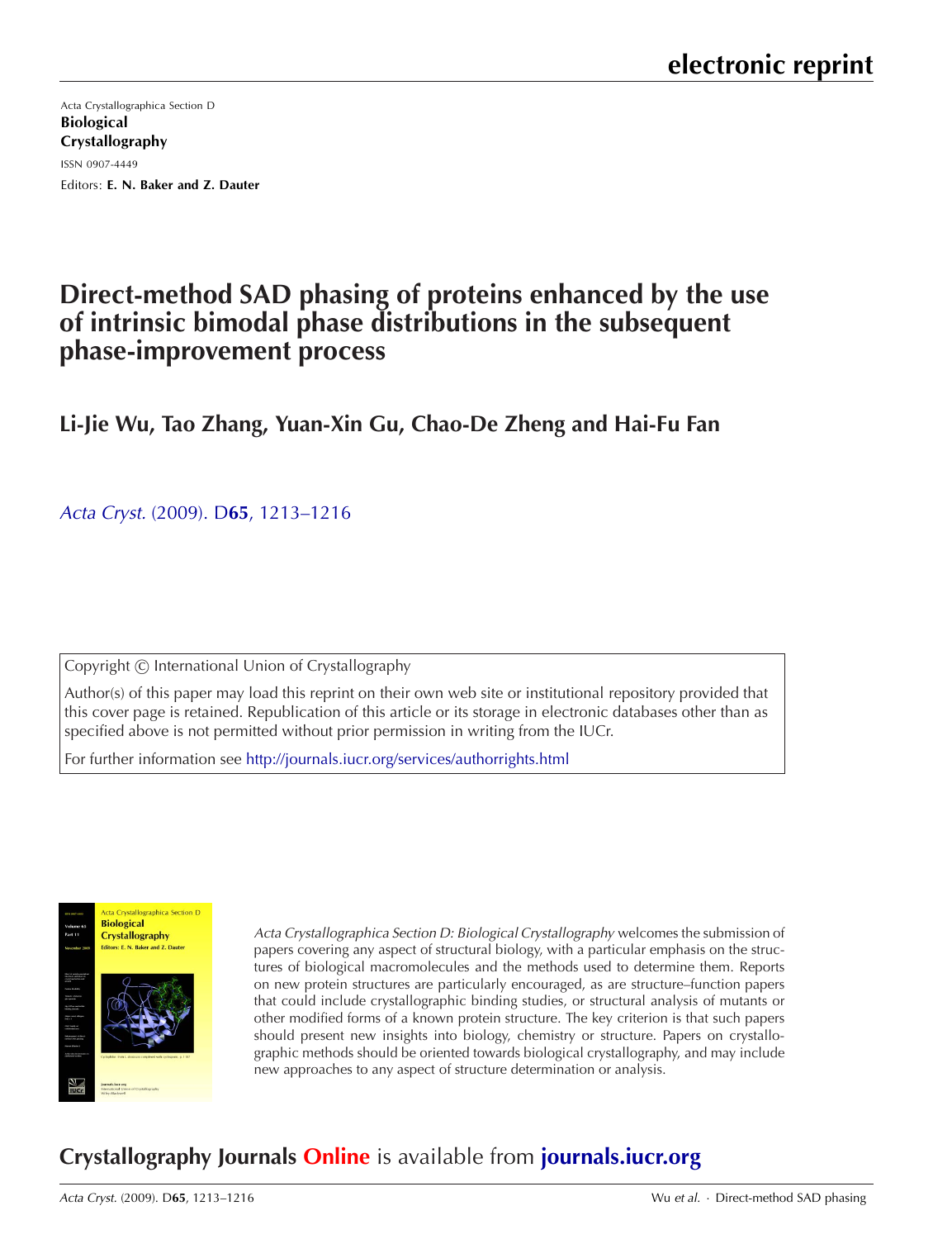**electronic reprint**

Acta Crystallographica Section D

**Biological Crystallography**

ISSN 0907-4449

Editors: **E. N. Baker and Z. Dauter**

# Direct-method SAD phasing of proteins enhanced by the use of intrinsic bimodal phase distributions in the subsequent phase-improvement process

## Li-Jie Wu, Tao Zhang, Yuan-Xin Gu, Chao-De Zheng and Hai-Fu Fan

*Acta Cryst.* (2009). D**65**, 1213–1216

Copyright © International Union of Crystallography

Author(s) of this paper may load this reprint on their own web site or institutional repository provided that this cover page is retained. Republication of this article or its storage in electronic databases other than as specified above is not permitted without prior permission in writing from the IUCr.

For further information see http://journals.iucr.org/services/authorrights.html

*Acta Crystallographica Section D: Biological Crystallography* welcomes the submission of papers covering any aspect of structural biology, with a particular emphasis on the structures of biological macromolecules and the methods used to determine them. Reports on new protein structures are particularly encouraged, as are structure–function papers that could include crystallographic binding studies, or structural analysis of mutants or other modified forms of a known protein structure. The key criterion is that such papers should present new insights into biology, chemistry or structure. Papers on crystallographic methods should be oriented towards biological crystallography, and may include new approaches to any aspect of structure determination or analysis.

## Crystallography Journals Online is available from journals.iucr.org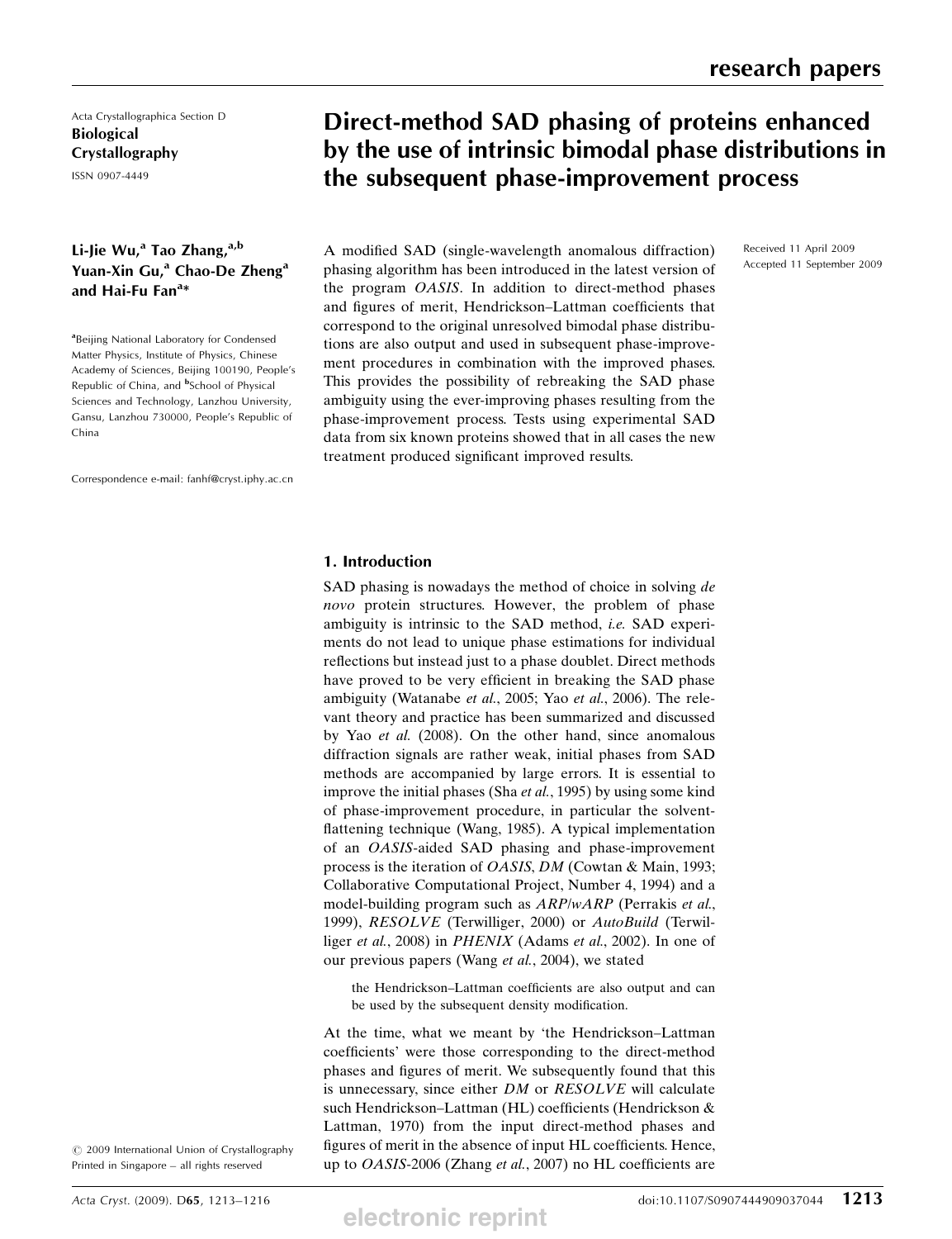Acta Crystallographica Section D
**Biological Crystallography**
ISSN 0907-4449

# Direct-method SAD phasing of proteins enhanced by the use of intrinsic bimodal phase distributions in the subsequent phase-improvement process

**Li-Jie Wu,[a] Tao Zhang,[a,b] Yuan-Xin Gu,[a] Chao-De Zheng[a] and Hai-Fu Fan[a]***

[a]Beijing National Laboratory for Condensed Matter Physics, Institute of Physics, Chinese Academy of Sciences, Beijing 100190, People's Republic of China, and [b]School of Physical Sciences and Technology, Lanzhou University, Gansu, Lanzhou 730000, People's Republic of China

Correspondence e-mail: fanhf@cryst.iphy.ac.cn

Received 11 April 2009
Accepted 11 September 2009

A modified SAD (single-wavelength anomalous diffraction) phasing algorithm has been introduced in the latest version of the program *OASIS*. In addition to direct-method phases and figures of merit, Hendrickson–Lattman coefficients that correspond to the original unresolved bimodal phase distributions are also output and used in subsequent phase-improvement procedures in combination with the improved phases. This provides the possibility of rebreaking the SAD phase ambiguity using the ever-improving phases resulting from the phase-improvement process. Tests using experimental SAD data from six known proteins showed that in all cases the new treatment produced significant improved results.

## 1. Introduction

SAD phasing is nowadays the method of choice in solving *de novo* protein structures. However, the problem of phase ambiguity is intrinsic to the SAD method, *i.e.* SAD experiments do not lead to unique phase estimations for individual reflections but instead just to a phase doublet. Direct methods have proved to be very efficient in breaking the SAD phase ambiguity (Watanabe *et al.*, 2005; Yao *et al.*, 2006). The relevant theory and practice has been summarized and discussed by Yao *et al.* (2008). On the other hand, since anomalous diffraction signals are rather weak, initial phases from SAD methods are accompanied by large errors. It is essential to improve the initial phases (Sha *et al.*, 1995) by using some kind of phase-improvement procedure, in particular the solvent-flattening technique (Wang, 1985). A typical implementation of an *OASIS*-aided SAD phasing and phase-improvement process is the iteration of *OASIS*, *DM* (Cowtan & Main, 1993; Collaborative Computational Project, Number 4, 1994) and a model-building program such as *ARP/wARP* (Perrakis *et al.*, 1999), *RESOLVE* (Terwilliger, 2000) or *AutoBuild* (Terwilliger *et al.*, 2008) in *PHENIX* (Adams *et al.*, 2002). In one of our previous papers (Wang *et al.*, 2004), we stated

> the Hendrickson–Lattman coefficients are also output and can be used by the subsequent density modification.

At the time, what we meant by 'the Hendrickson–Lattman coefficients' were those corresponding to the direct-method phases and figures of merit. We subsequently found that this is unnecessary, since either *DM* or *RESOLVE* will calculate such Hendrickson–Lattman (HL) coefficients (Hendrickson & Lattman, 1970) from the input direct-method phases and figures of merit in the absence of input HL coefficients. Hence, up to *OASIS*-2006 (Zhang *et al.*, 2007) no HL coefficients are

© 2009 International Union of Crystallography
Printed in Singapore – all rights reserved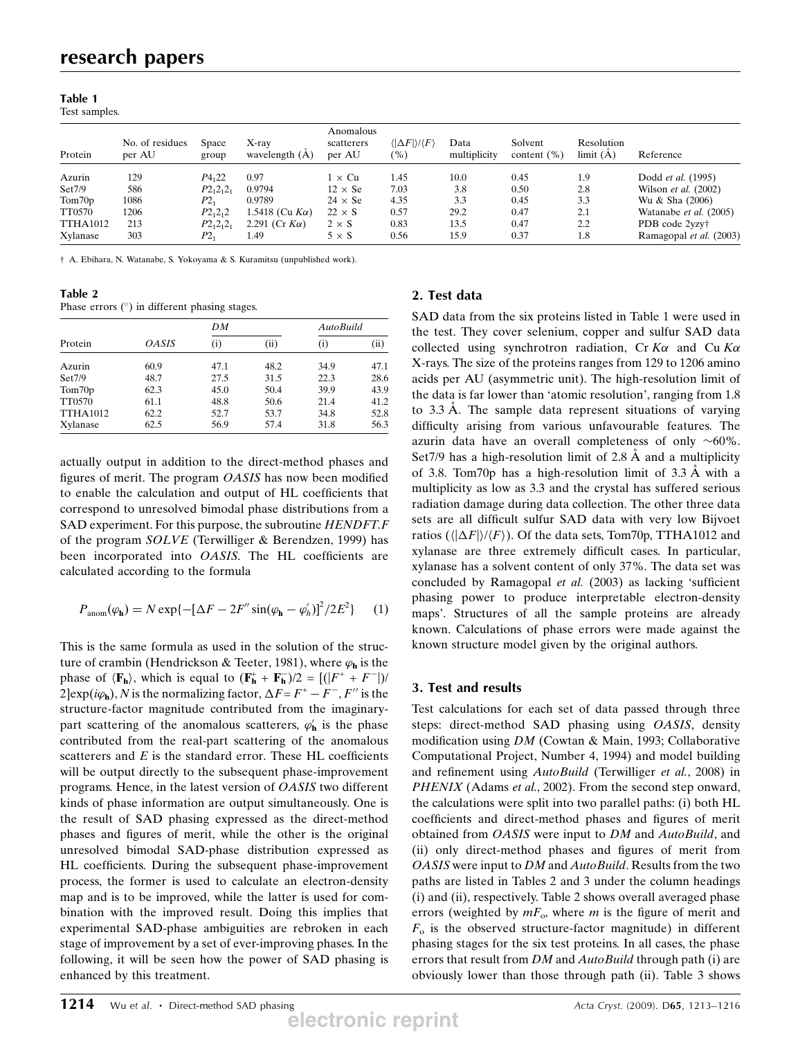**Table 1**
Test samples.

| Protein | No. of residues per AU | Space group | X-ray wavelength (Å) | Anomalous scatterers per AU | $\langle\lvert\Delta F\rvert\rangle/\langle F\rangle$ (%) | Data multiplicity | Solvent content (%) | Resolution limit (Å) | Reference |
|---|---|---|---|---|---|---|---|---|---|
| Azurin | 129 | $P4_122$ | 0.97 | 1 × Cu | 1.45 | 10.0 | 0.45 | 1.9 | Dodd *et al.* (1995) |
| Set7/9 | 586 | $P2_12_12_1$ | 0.9794 | 12 × Se | 7.03 | 3.8 | 0.50 | 2.8 | Wilson *et al.* (2002) |
| Tom70p | 1086 | $P2_1$ | 0.9789 | 24 × Se | 4.35 | 3.3 | 0.45 | 3.3 | Wu & Sha (2006) |
| TT0570 | 1206 | $P2_12_12$ | 1.5418 (Cu $K\alpha$) | 22 × S | 0.57 | 29.2 | 0.47 | 2.1 | Watanabe *et al.* (2005) |
| TTHA1012 | 213 | $P2_12_12_1$ | 2.291 (Cr $K\alpha$) | 2 × S | 0.83 | 13.5 | 0.47 | 2.2 | PDB code 2yzy† |
| Xylanase | 303 | $P2_1$ | 1.49 | 5 × S | 0.56 | 15.9 | 0.37 | 1.8 | Ramagopal *et al.* (2003) |

† A. Ebihara, N. Watanabe, S. Yokoyama & S. Kuramitsu (unpublished work).

**Table 2**
Phase errors (°) in different phasing stages.

| Protein | *OASIS* | *DM* | | *AutoBuild* | |
|---|---|---|---|---|---|
| | | (i) | (ii) | (i) | (ii) |
| Azurin | 60.9 | 47.1 | 48.2 | 34.9 | 47.1 |
| Set7/9 | 48.7 | 27.5 | 31.5 | 22.3 | 28.6 |
| Tom70p | 62.3 | 45.0 | 50.4 | 39.9 | 43.9 |
| TT0570 | 61.1 | 48.8 | 50.6 | 21.4 | 41.2 |
| TTHA1012 | 62.2 | 52.7 | 53.7 | 34.8 | 52.8 |
| Xylanase | 62.5 | 56.9 | 57.4 | 31.8 | 56.3 |

actually output in addition to the direct-method phases and figures of merit. The program *OASIS* has now been modified to enable the calculation and output of HL coefficients that correspond to unresolved bimodal phase distributions from a SAD experiment. For this purpose, the subroutine *HENDFT.F* of the program *SOLVE* (Terwilliger & Berendzen, 1999) has been incorporated into *OASIS*. The HL coefficients are calculated according to the formula

$$P_{\rm anom}(\varphi_{\bf h}) = N\exp\{-[\Delta F - 2F''\sin(\varphi_{\bf h} - \varphi'_h)]^2/2E^2\} \qquad (1)$$

This is the same formula as used in the solution of the structure of crambin (Hendrickson & Teeter, 1981), where $\varphi_{\bf h}$ is the phase of $\langle {\bf F_h}\rangle$, which is equal to $({\bf F_h^+} + {\bf F_{\bar h}^-})/2 = [(|F^+ + F^-|)/2]\exp(i\varphi_{\bf h})$, $N$ is the normalizing factor, $\Delta F = F^+ - F^-$, $F''$ is the structure-factor magnitude contributed from the imaginary-part scattering of the anomalous scatterers, $\varphi'_h$ is the phase contributed from the real-part scattering of the anomalous scatterers and $E$ is the standard error. These HL coefficients will be output directly to the subsequent phase-improvement programs. Hence, in the latest version of *OASIS* two different kinds of phase information are output simultaneously. One is the result of SAD phasing expressed as the direct-method phases and figures of merit, while the other is the original unresolved bimodal SAD-phase distribution expressed as HL coefficients. During the subsequent phase-improvement process, the former is used to calculate an electron-density map and is to be improved, while the latter is used for combination with the improved result. Doing this implies that experimental SAD-phase ambiguities are rebroken in each stage of improvement by a set of ever-improving phases. In the following, it will be seen how the power of SAD phasing is enhanced by this treatment.

## 2. Test data

SAD data from the six proteins listed in Table 1 were used in the test. They cover selenium, copper and sulfur SAD data collected using synchrotron radiation, Cr $K\alpha$ and Cu $K\alpha$ X-rays. The size of the proteins ranges from 129 to 1206 amino acids per AU (asymmetric unit). The high-resolution limit of the data is far lower than 'atomic resolution', ranging from 1.8 to 3.3 Å. The sample data represent situations of varying difficulty arising from various unfavourable features. The azurin data have an overall completeness of only ~60%. Set7/9 has a high-resolution limit of 2.8 Å and a multiplicity of 3.8. Tom70p has a high-resolution limit of 3.3 Å with a multiplicity as low as 3.3 and the crystal has suffered serious radiation damage during data collection. The other three data sets are all difficult sulfur SAD data with very low Bijvoet ratios ($\langle|\Delta F|\rangle/\langle F\rangle$). Of the data sets, Tom70p, TTHA1012 and xylanase are three extremely difficult cases. In particular, xylanase has a solvent content of only 37%. The data set was concluded by Ramagopal *et al.* (2003) as lacking 'sufficient phasing power to produce interpretable electron-density maps'. Structures of all the sample proteins are already known. Calculations of phase errors were made against the known structure model given by the original authors.

## 3. Test and results

Test calculations for each set of data passed through three steps: direct-method SAD phasing using *OASIS*, density modification using *DM* (Cowtan & Main, 1993; Collaborative Computational Project, Number 4, 1994) and model building and refinement using *AutoBuild* (Terwilliger *et al.*, 2008) in *PHENIX* (Adams *et al.*, 2002). From the second step onward, the calculations were split into two parallel paths: (i) both HL coefficients and direct-method phases and figures of merit obtained from *OASIS* were input to *DM* and *AutoBuild*, and (ii) only direct-method phases and figures of merit from *OASIS* were input to *DM* and *AutoBuild*. Results from the two paths are listed in Tables 2 and 3 under the column headings (i) and (ii), respectively. Table 2 shows overall averaged phase errors (weighted by $mF_{\rm o}$, where $m$ is the figure of merit and $F_{\rm o}$ is the observed structure-factor magnitude) in different phasing stages for the six test proteins. In all cases, the phase errors that result from *DM* and *AutoBuild* through path (i) are obviously lower than those through path (ii). Table 3 shows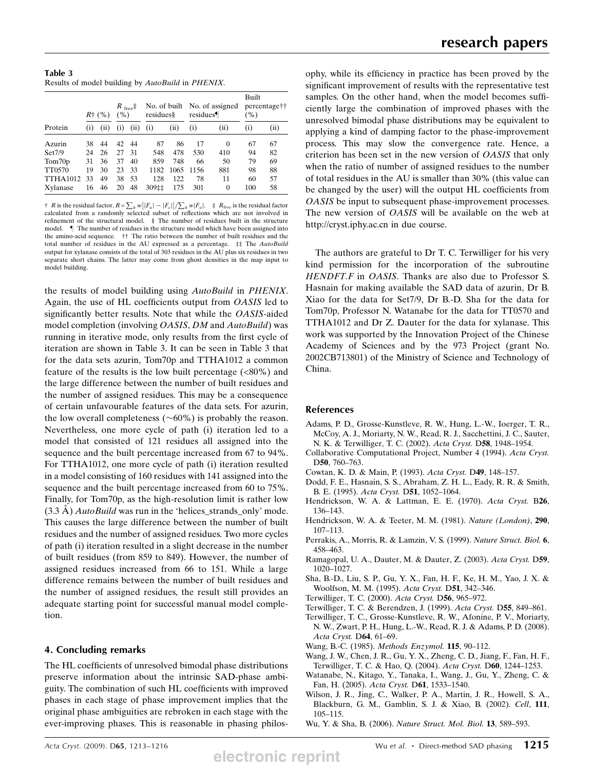**Table 3**
Results of model building by *AutoBuild* in *PHENIX*.

| Protein | $R$† (%) | | $R_{\rm free}$‡ (%) | | No. of built residues§ | | No. of assigned residues¶ | | Built percentage†† (%) | |
|---|---|---|---|---|---|---|---|---|---|---|
| | (i) | (ii) | (i) | (ii) | (i) | (ii) | (i) | (ii) | (i) | (ii) |
| Azurin | 38 | 44 | 42 | 44 | 87 | 86 | 17 | 0 | 67 | 67 |
| Set7/9 | 24 | 26 | 27 | 31 | 548 | 478 | 530 | 410 | 94 | 82 |
| Tom70p | 31 | 36 | 37 | 40 | 859 | 748 | 66 | 50 | 79 | 69 |
| TT0570 | 19 | 30 | 23 | 33 | 1182 | 1065 | 1156 | 881 | 98 | 88 |
| TTHA1012 | 33 | 49 | 38 | 53 | 128 | 122 | 78 | 11 | 60 | 57 |
| Xylanase | 16 | 46 | 20 | 48 | 309‡‡ | 175 | 301 | 0 | 100 | 58 |

† $R$ is the residual factor, $R = \sum_h w\big||F_o| - |F_c|\big| / \sum_h w|F_o|$. ‡ $R_{\rm free}$ is the residual factor calculated from a randomly selected subset of reflections which are not involved in refinement of the structural model. § The number of residues built in the structure model. ¶ The number of residues in the structure model which have been assigned into the amino-acid sequence. †† The ratio between the number of built residues and the total number of residues in the AU expressed as a percentage. ‡‡ The *AutoBuild* output for xylanase consists of the total of 303 residues in the AU plus six residues in two separate short chains. The latter may come from ghost densities in the map input to model building.

the results of model building using *AutoBuild* in *PHENIX*. Again, the use of HL coefficients output from *OASIS* led to significantly better results. Note that while the *OASIS*-aided model completion (involving *OASIS*, *DM* and *AutoBuild*) was running in iterative mode, only results from the first cycle of iteration are shown in Table 3. It can be seen in Table 3 that for the data sets azurin, Tom70p and TTHA1012 a common feature of the results is the low built percentage (<80%) and the large difference between the number of built residues and the number of assigned residues. This may be a consequence of certain unfavourable features of the data sets. For azurin, the low overall completeness (~60%) is probably the reason. Nevertheless, one more cycle of path (i) iteration led to a model that consisted of 121 residues all assigned into the sequence and the built percentage increased from 67 to 94%. For TTHA1012, one more cycle of path (i) iteration resulted in a model consisting of 160 residues with 141 assigned into the sequence and the built percentage increased from 60 to 75%. Finally, for Tom70p, as the high-resolution limit is rather low (3.3 Å) *AutoBuild* was run in the 'helices_strands_only' mode. This causes the large difference between the number of built residues and the number of assigned residues. Two more cycles of path (i) iteration resulted in a slight decrease in the number of built residues (from 859 to 849). However, the number of assigned residues increased from 66 to 151. While a large difference remains between the number of built residues and the number of assigned residues, the result still provides an adequate starting point for successful manual model completion.

## 4. Concluding remarks

The HL coefficients of unresolved bimodal phase distributions preserve information about the intrinsic SAD-phase ambiguity. The combination of such HL coefficients with improved phases in each stage of phase improvement implies that the original phase ambiguities are rebroken in each stage with the ever-improving phases. This is reasonable in phasing philosophy, while its efficiency in practice has been proved by the significant improvement of results with the representative test samples. On the other hand, when the model becomes sufficiently large the combination of improved phases with the unresolved bimodal phase distributions may be equivalent to applying a kind of damping factor to the phase-improvement process. This may slow the convergence rate. Hence, a criterion has been set in the new version of *OASIS* that only when the ratio of number of assigned residues to the number of total residues in the AU is smaller than 30% (this value can be changed by the user) will the output HL coefficients from *OASIS* be input to subsequent phase-improvement processes. The new version of *OASIS* will be available on the web at http://cryst.iphy.ac.cn in due course.

The authors are grateful to Dr T. C. Terwilliger for his very kind permission for the incorporation of the subroutine *HENDFT.F* in *OASIS*. Thanks are also due to Professor S. Hasnain for making available the SAD data of azurin, Dr B. Xiao for the data for Set7/9, Dr B.-D. Sha for the data for Tom70p, Professor N. Watanabe for the data for TT0570 and TTHA1012 and Dr Z. Dauter for the data for xylanase. This work was supported by the Innovation Project of the Chinese Academy of Sciences and by the 973 Project (grant No. 2002CB713801) of the Ministry of Science and Technology of China.

## References

Adams, P. D., Grosse-Kunstleve, R. W., Hung, L.-W., Ioerger, T. R., McCoy, A. J., Moriarty, N. W., Read, R. J., Sacchettini, J. C., Sauter, N. K. & Terwilliger, T. C. (2002). *Acta Cryst.* D**58**, 1948–1954.

Collaborative Computational Project, Number 4 (1994). *Acta Cryst.* D**50**, 760–763.

Cowtan, K. D. & Main, P. (1993). *Acta Cryst.* D**49**, 148–157.

Dodd, F. E., Hasnain, S. S., Abraham, Z. H. L., Eady, R. R. & Smith, B. E. (1995). *Acta Cryst.* D**51**, 1052–1064.

Hendrickson, W. A. & Lattman, E. E. (1970). *Acta Cryst.* B**26**, 136–143.

Hendrickson, W. A. & Teeter, M. M. (1981). *Nature (London)*, **290**, 107–113.

Perrakis, A., Morris, R. & Lamzin, V. S. (1999). *Nature Struct. Biol.* **6**, 458–463.

Ramagopal, U. A., Dauter, M. & Dauter, Z. (2003). *Acta Cryst.* D**59**, 1020–1027.

Sha, B.-D., Liu, S. P., Gu, Y. X., Fan, H. F., Ke, H. M., Yao, J. X. & Woolfson, M. M. (1995). *Acta Cryst.* D**51**, 342–346.

Terwilliger, T. C. (2000). *Acta Cryst.* D**56**, 965–972.

Terwilliger, T. C. & Berendzen, J. (1999). *Acta Cryst.* D**55**, 849–861.

Terwilliger, T. C., Grosse-Kunstleve, R. W., Afonine, P. V., Moriarty, N. W., Zwart, P. H., Hung, L.-W., Read, R. J. & Adams, P. D. (2008). *Acta Cryst.* D**64**, 61–69.

Wang, B.-C. (1985). *Methods Enzymol.* **115**, 90–112.

Wang, J. W., Chen, J. R., Gu, Y. X., Zheng, C. D., Jiang, F., Fan, H. F., Terwilliger, T. C. & Hao, Q. (2004). *Acta Cryst.* D**60**, 1244–1253.

Watanabe, N., Kitago, Y., Tanaka, I., Wang, J., Gu, Y., Zheng, C. & Fan, H. (2005). *Acta Cryst.* D**61**, 1533–1540.

Wilson, J. R., Jing, C., Walker, P. A., Martin, J. R., Howell, S. A., Blackburn, G. M., Gamblin, S. J. & Xiao, B. (2002). *Cell*, **111**, 105–115.

Wu, Y. & Sha, B. (2006). *Nature Struct. Mol. Biol.* **13**, 589–593.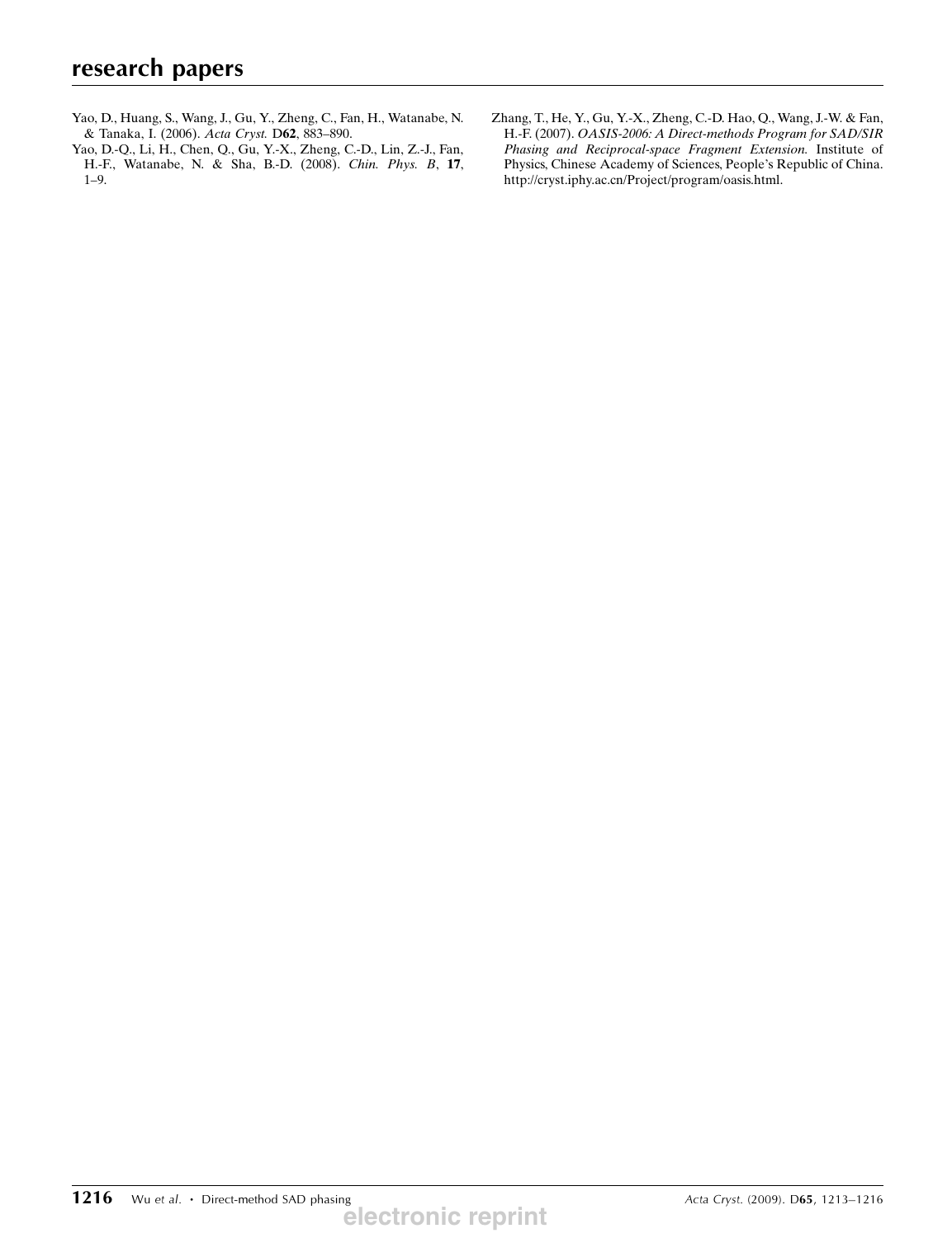Yao, D., Huang, S., Wang, J., Gu, Y., Zheng, C., Fan, H., Watanabe, N. & Tanaka, I. (2006). *Acta Cryst.* D**62**, 883–890.

Yao, D.-Q., Li, H., Chen, Q., Gu, Y.-X., Zheng, C.-D., Lin, Z.-J., Fan, H.-F., Watanabe, N. & Sha, B.-D. (2008). *Chin. Phys. B*, **17**, 1–9.

Zhang, T., He, Y., Gu, Y.-X., Zheng, C.-D. Hao, Q., Wang, J.-W. & Fan, H.-F. (2007). *OASIS-2006: A Direct-methods Program for SAD/SIR Phasing and Reciprocal-space Fragment Extension.* Institute of Physics, Chinese Academy of Sciences, People's Republic of China. http://cryst.iphy.ac.cn/Project/program/oasis.html.